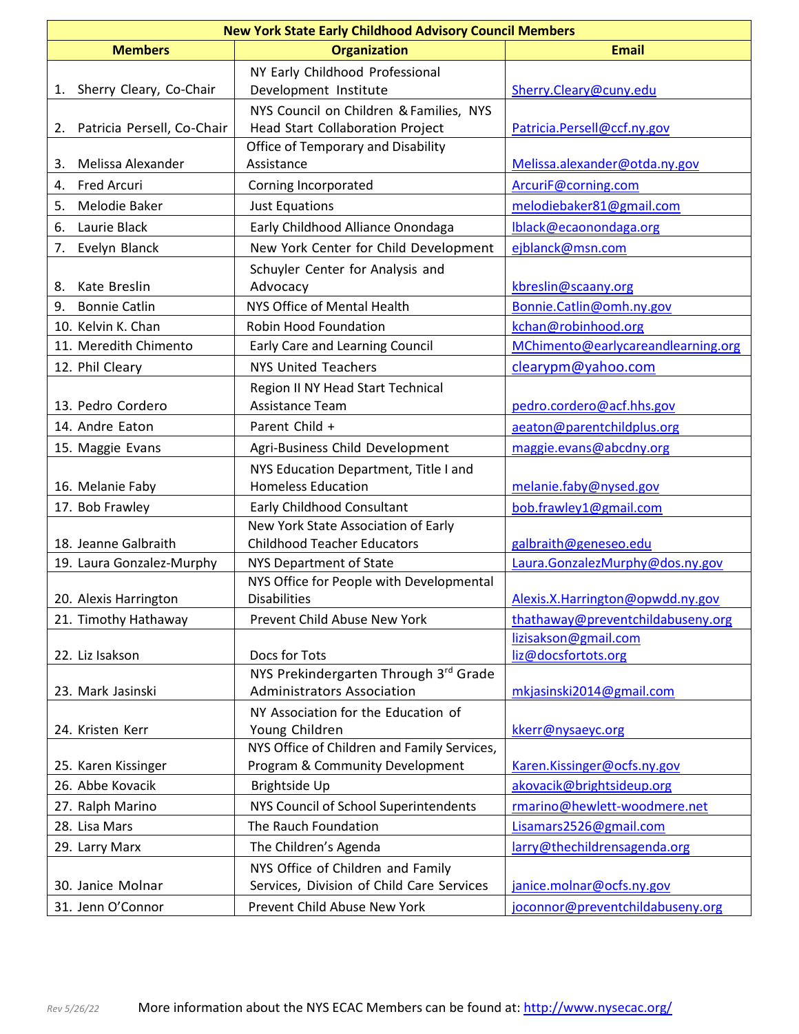| New York State Early Childhood Advisory Council Members | | |
|---|---|---|
| **Members** | **Organization** | **Email** |
| 1. Sherry Cleary, Co-Chair | NY Early Childhood Professional Development Institute | Sherry.Cleary@cuny.edu |
| 2. Patricia Persell, Co-Chair | NYS Council on Children & Families, NYS Head Start Collaboration Project | Patricia.Persell@ccf.ny.gov |
| 3. Melissa Alexander | Office of Temporary and Disability Assistance | Melissa.alexander@otda.ny.gov |
| 4. Fred Arcuri | Corning Incorporated | ArcuriF@corning.com |
| 5. Melodie Baker | Just Equations | melodiebaker81@gmail.com |
| 6. Laurie Black | Early Childhood Alliance Onondaga | lblack@ecaonondaga.org |
| 7. Evelyn Blanck | New York Center for Child Development | ejblanck@msn.com |
| 8. Kate Breslin | Schuyler Center for Analysis and Advocacy | kbreslin@scaany.org |
| 9. Bonnie Catlin | NYS Office of Mental Health | Bonnie.Catlin@omh.ny.gov |
| 10. Kelvin K. Chan | Robin Hood Foundation | kchan@robinhood.org |
| 11. Meredith Chimento | Early Care and Learning Council | MChimento@earlycareandlearning.org |
| 12. Phil Cleary | NYS United Teachers | clearypm@yahoo.com |
| 13. Pedro Cordero | Region II NY Head Start Technical Assistance Team | pedro.cordero@acf.hhs.gov |
| 14. Andre Eaton | Parent Child + | aeaton@parentchildplus.org |
| 15. Maggie Evans | Agri-Business Child Development | maggie.evans@abcdny.org |
| 16. Melanie Faby | NYS Education Department, Title I and Homeless Education | melanie.faby@nysed.gov |
| 17. Bob Frawley | Early Childhood Consultant | bob.frawley1@gmail.com |
| 18. Jeanne Galbraith | New York State Association of Early Childhood Teacher Educators | galbraith@geneseo.edu |
| 19. Laura Gonzalez-Murphy | NYS Department of State | Laura.GonzalezMurphy@dos.ny.gov |
| 20. Alexis Harrington | NYS Office for People with Developmental Disabilities | Alexis.X.Harrington@opwdd.ny.gov |
| 21. Timothy Hathaway | Prevent Child Abuse New York | thathaway@preventchildabuseny.org |
| 22. Liz Isakson | Docs for Tots | lizisakson@gmail.com liz@docsfortots.org |
| 23. Mark Jasinski | NYS Prekindergarten Through 3rd Grade Administrators Association | mkjasinski2014@gmail.com |
| 24. Kristen Kerr | NY Association for the Education of Young Children | kkerr@nysaeyc.org |
| 25. Karen Kissinger | NYS Office of Children and Family Services, Program & Community Development | Karen.Kissinger@ocfs.ny.gov |
| 26. Abbe Kovacik | Brightside Up | akovacik@brightsideup.org |
| 27. Ralph Marino | NYS Council of School Superintendents | rmarino@hewlett-woodmere.net |
| 28. Lisa Mars | The Rauch Foundation | Lisamars2526@gmail.com |
| 29. Larry Marx | The Children's Agenda | larry@thechildrensagenda.org |
| 30. Janice Molnar | NYS Office of Children and Family Services, Division of Child Care Services | janice.molnar@ocfs.ny.gov |
| 31. Jenn O'Connor | Prevent Child Abuse New York | joconnor@preventchildabuseny.org |

*Rev 5/26/22*

More information about the NYS ECAC Members can be found at: http://www.nysecac.org/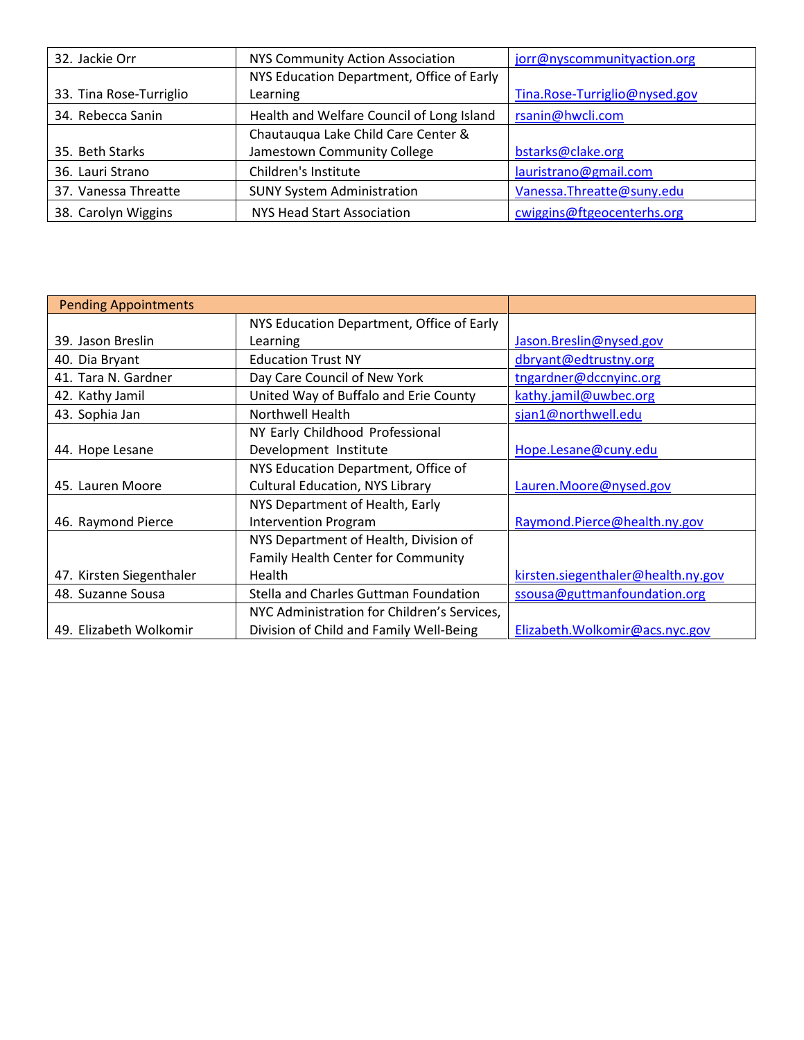| | | |
|---|---|---|
| 32. Jackie Orr | NYS Community Action Association | jorr@nyscommunityaction.org |
| 33. Tina Rose-Turriglio | NYS Education Department, Office of Early Learning | Tina.Rose-Turriglio@nysed.gov |
| 34. Rebecca Sanin | Health and Welfare Council of Long Island | rsanin@hwcli.com |
| 35. Beth Starks | Chautauqua Lake Child Care Center & Jamestown Community College | bstarks@clake.org |
| 36. Lauri Strano | Children's Institute | lauristrano@gmail.com |
| 37. Vanessa Threatte | SUNY System Administration | Vanessa.Threatte@suny.edu |
| 38. Carolyn Wiggins | NYS Head Start Association | cwiggins@ftgeocenterhs.org |

| Pending Appointments | | |
|---|---|---|
| 39. Jason Breslin | NYS Education Department, Office of Early Learning | Jason.Breslin@nysed.gov |
| 40. Dia Bryant | Education Trust NY | dbryant@edtrustny.org |
| 41. Tara N. Gardner | Day Care Council of New York | tngardner@dccnyinc.org |
| 42. Kathy Jamil | United Way of Buffalo and Erie County | kathy.jamil@uwbec.org |
| 43. Sophia Jan | Northwell Health | sjan1@northwell.edu |
| 44. Hope Lesane | NY Early Childhood Professional Development Institute | Hope.Lesane@cuny.edu |
| 45. Lauren Moore | NYS Education Department, Office of Cultural Education, NYS Library | Lauren.Moore@nysed.gov |
| 46. Raymond Pierce | NYS Department of Health, Early Intervention Program | Raymond.Pierce@health.ny.gov |
| 47. Kirsten Siegenthaler | NYS Department of Health, Division of Family Health Center for Community Health | kirsten.siegenthaler@health.ny.gov |
| 48. Suzanne Sousa | Stella and Charles Guttman Foundation | ssousa@guttmanfoundation.org |
| 49. Elizabeth Wolkomir | NYC Administration for Children's Services, Division of Child and Family Well-Being | Elizabeth.Wolkomir@acs.nyc.gov |